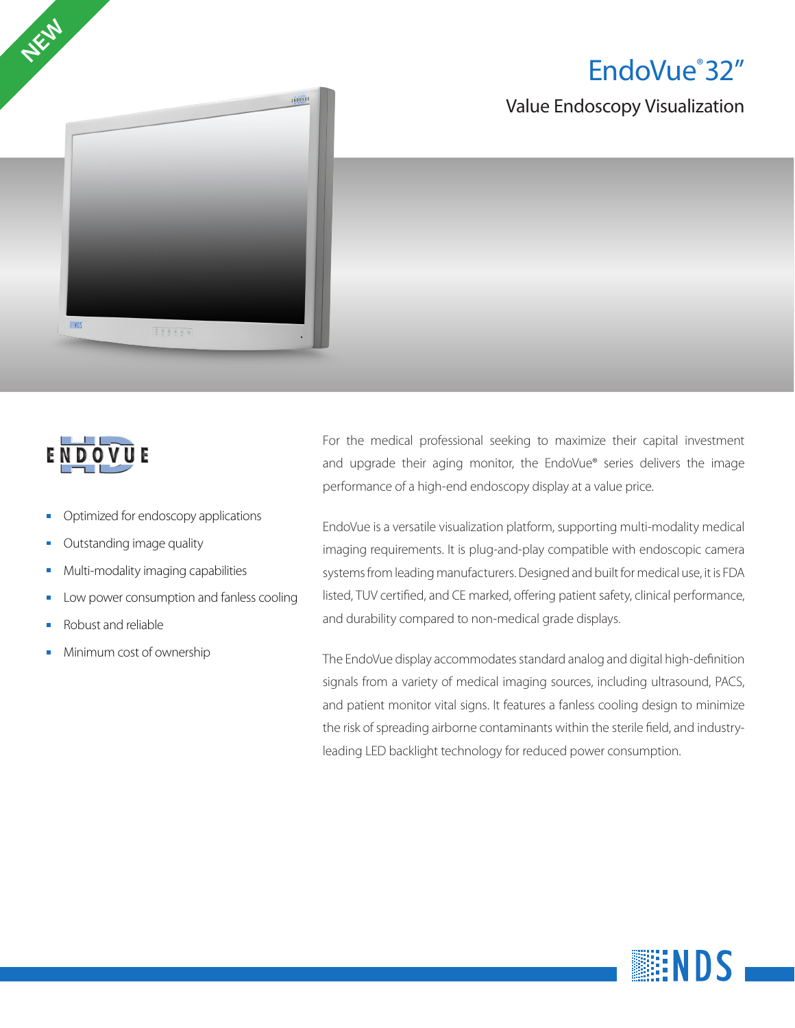NEW

# EndoVue® 32"

## Value Endoscopy Visualization

- Optimized for endoscopy applications
- Outstanding image quality
- Multi-modality imaging capabilities
- Low power consumption and fanless cooling
- Robust and reliable
- Minimum cost of ownership

For the medical professional seeking to maximize their capital investment and upgrade their aging monitor, the EndoVue® series delivers the image performance of a high-end endoscopy display at a value price.

EndoVue is a versatile visualization platform, supporting multi-modality medical imaging requirements. It is plug-and-play compatible with endoscopic camera systems from leading manufacturers. Designed and built for medical use, it is FDA listed, TUV certified, and CE marked, offering patient safety, clinical performance, and durability compared to non-medical grade displays.

The EndoVue display accommodates standard analog and digital high-definition signals from a variety of medical imaging sources, including ultrasound, PACS, and patient monitor vital signs. It features a fanless cooling design to minimize the risk of spreading airborne contaminants within the sterile field, and industry-leading LED backlight technology for reduced power consumption.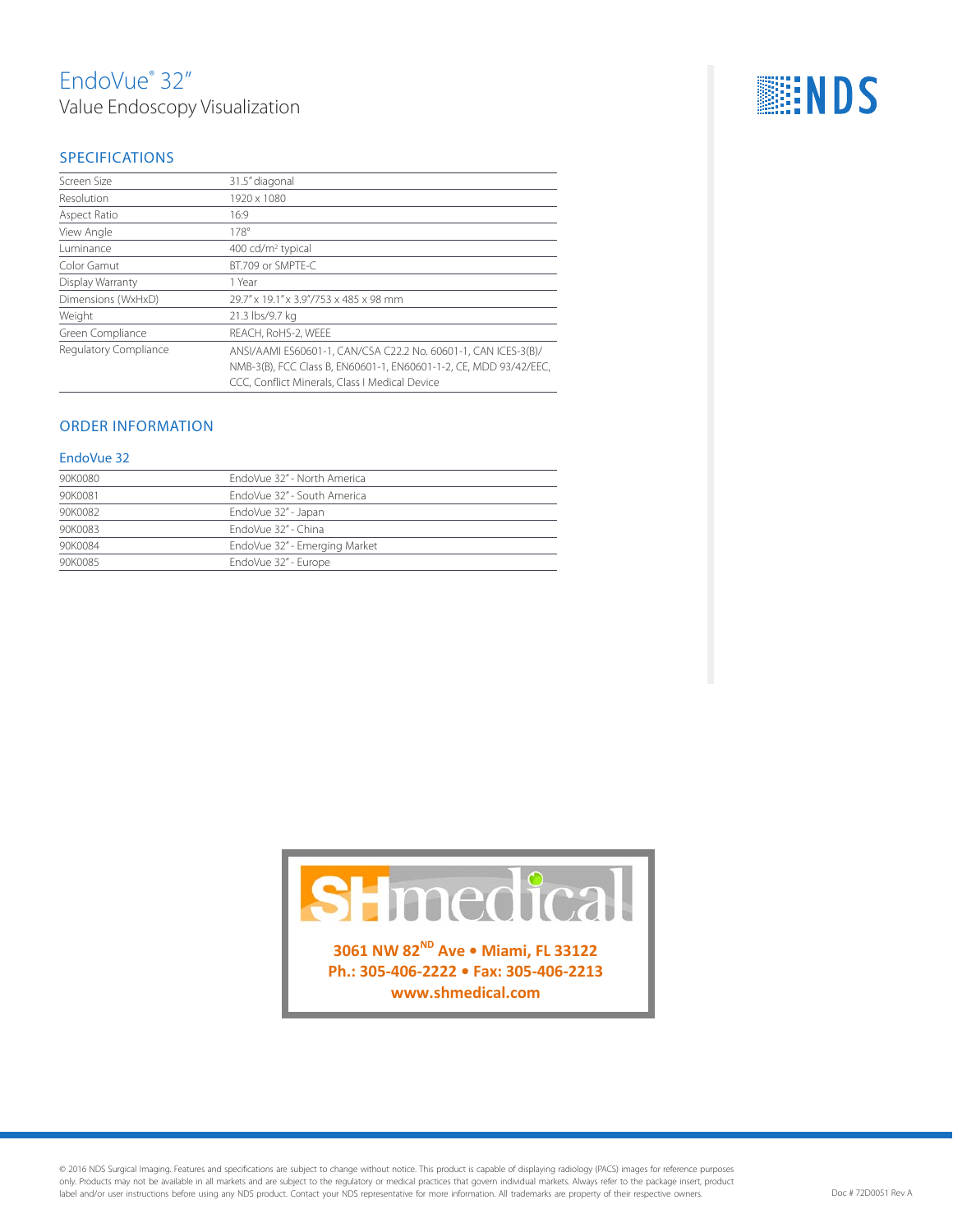# EndoVue® 32″

Value Endoscopy Visualization

NDS

## SPECIFICATIONS

| | |
|---|---|
| Screen Size | 31.5″ diagonal |
| Resolution | 1920 x 1080 |
| Aspect Ratio | 16:9 |
| View Angle | 178° |
| Luminance | 400 cd/m² typical |
| Color Gamut | BT.709 or SMPTE-C |
| Display Warranty | 1 Year |
| Dimensions (WxHxD) | 29.7″ x 19.1″ x 3.9″/753 x 485 x 98 mm |
| Weight | 21.3 lbs/9.7 kg |
| Green Compliance | REACH, RoHS-2, WEEE |
| Regulatory Compliance | ANSI/AAMI ES60601-1, CAN/CSA C22.2 No. 60601-1, CAN ICES-3(B)/ NMB-3(B), FCC Class B, EN60601-1, EN60601-1-2, CE, MDD 93/42/EEC, CCC, Conflict Minerals, Class I Medical Device |

## ORDER INFORMATION

### EndoVue 32

| | |
|---|---|
| 90K0080 | EndoVue 32″ - North America |
| 90K0081 | EndoVue 32″ - South America |
| 90K0082 | EndoVue 32″ - Japan |
| 90K0083 | EndoVue 32″ - China |
| 90K0084 | EndoVue 32″ - Emerging Market |
| 90K0085 | EndoVue 32″ - Europe |

**SHmedical**

**3061 NW 82ND Ave • Miami, FL 33122**
**Ph.: 305-406-2222 • Fax: 305-406-2213**
**www.shmedical.com**

© 2016 NDS Surgical Imaging. Features and specifications are subject to change without notice. This product is capable of displaying radiology (PACS) images for reference purposes only. Products may not be available in all markets and are subject to the regulatory or medical practices that govern individual markets. Always refer to the package insert, product label and/or user instructions before using any NDS product. Contact your NDS representative for more information. All trademarks are property of their respective owners.

Doc # 72D0051 Rev A